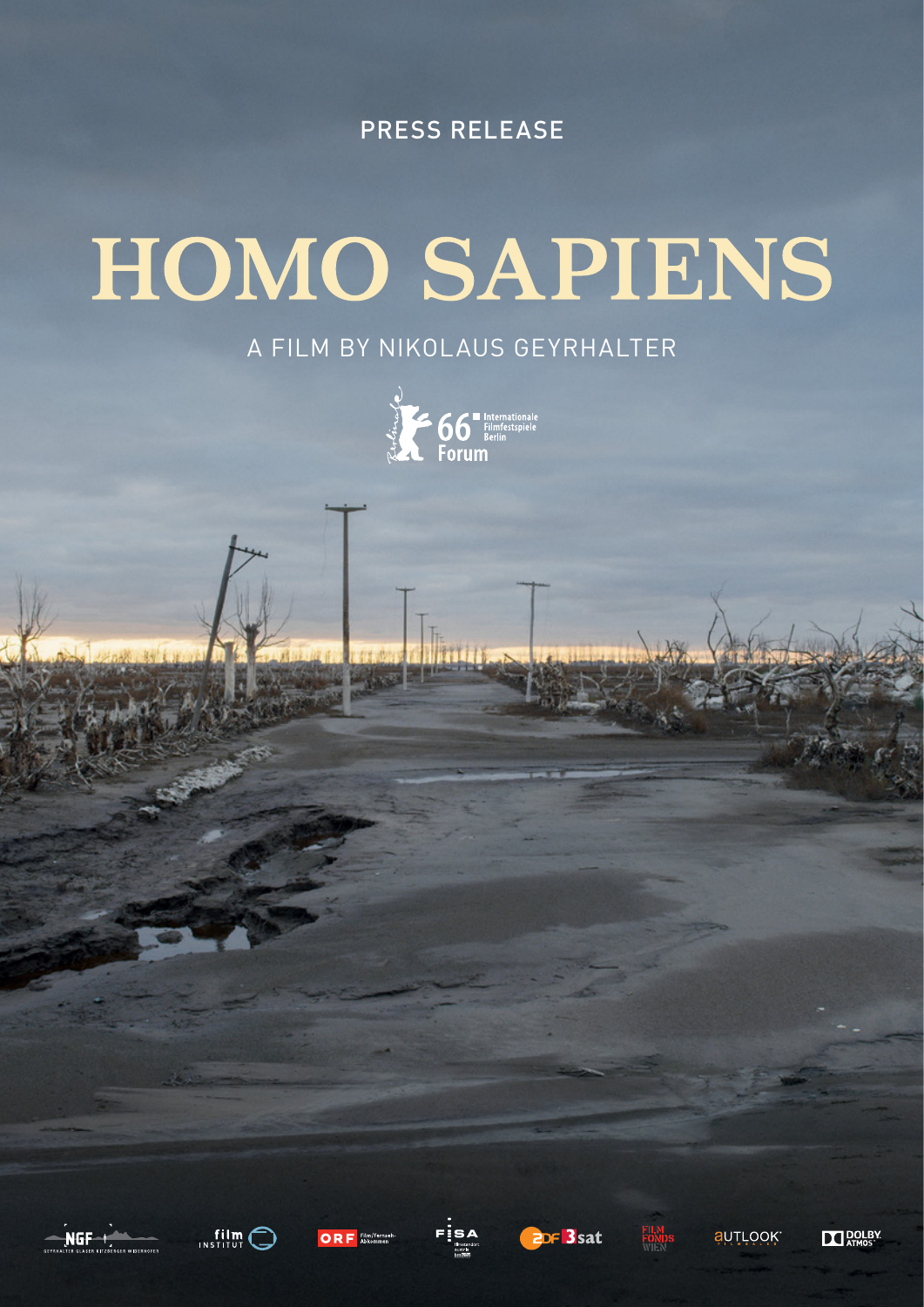PRESS RELEASE

# HOMO SAPIENS

A FILM BY NIKOLAUS GEYRHALTER

66 Internationale Filmfestspiele Berlin
Forum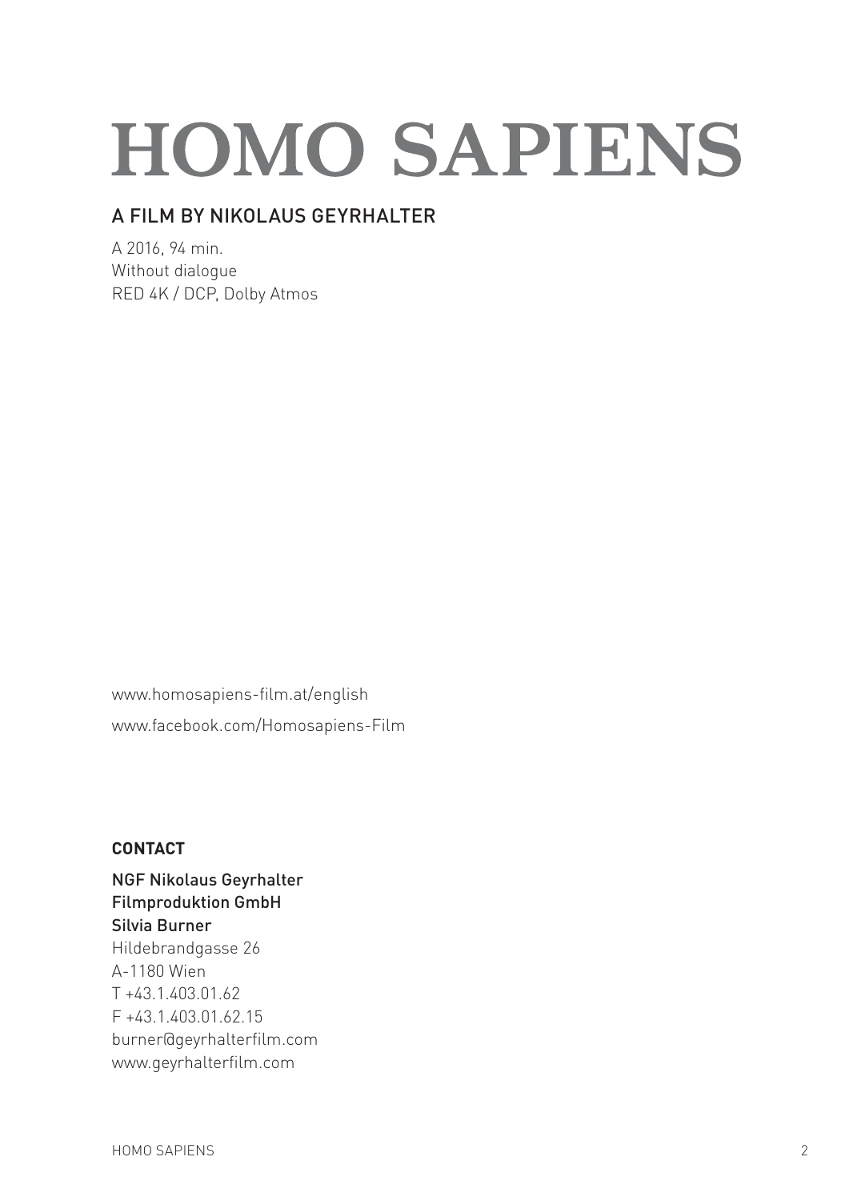# HOMO SAPIENS

## A FILM BY NIKOLAUS GEYRHALTER

A 2016, 94 min.
Without dialogue
RED 4K / DCP, Dolby Atmos

www.homosapiens-film.at/english

www.facebook.com/Homosapiens-Film

**CONTACT**

NGF Nikolaus Geyrhalter
Filmproduktion GmbH
Silvia Burner
Hildebrandgasse 26
A-1180 Wien
T +43.1.403.01.62
F +43.1.403.01.62.15
burner@geyrhalterfilm.com
www.geyrhalterfilm.com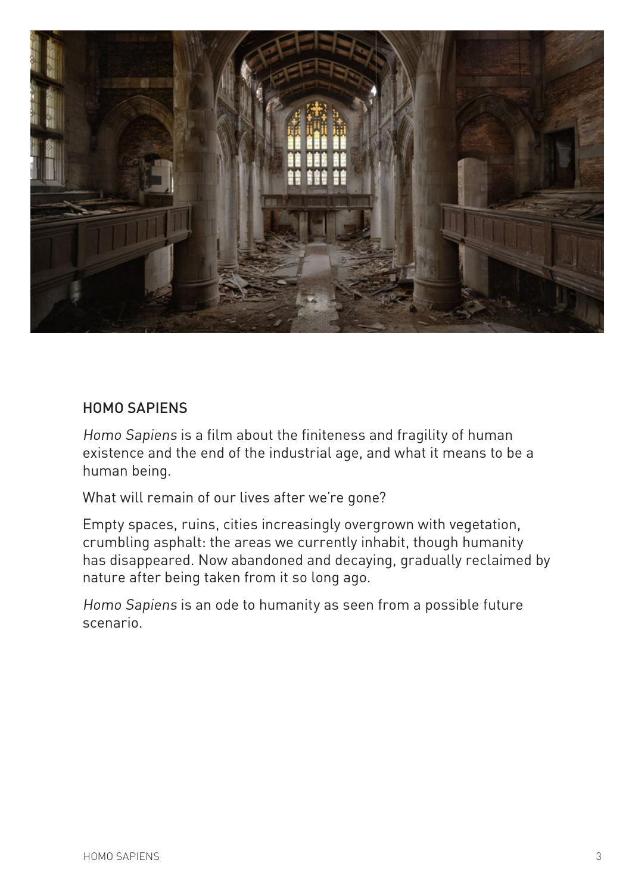## HOMO SAPIENS

*Homo Sapiens* is a film about the finiteness and fragility of human existence and the end of the industrial age, and what it means to be a human being.

What will remain of our lives after we're gone?

Empty spaces, ruins, cities increasingly overgrown with vegetation, crumbling asphalt: the areas we currently inhabit, though humanity has disappeared. Now abandoned and decaying, gradually reclaimed by nature after being taken from it so long ago.

*Homo Sapiens* is an ode to humanity as seen from a possible future scenario.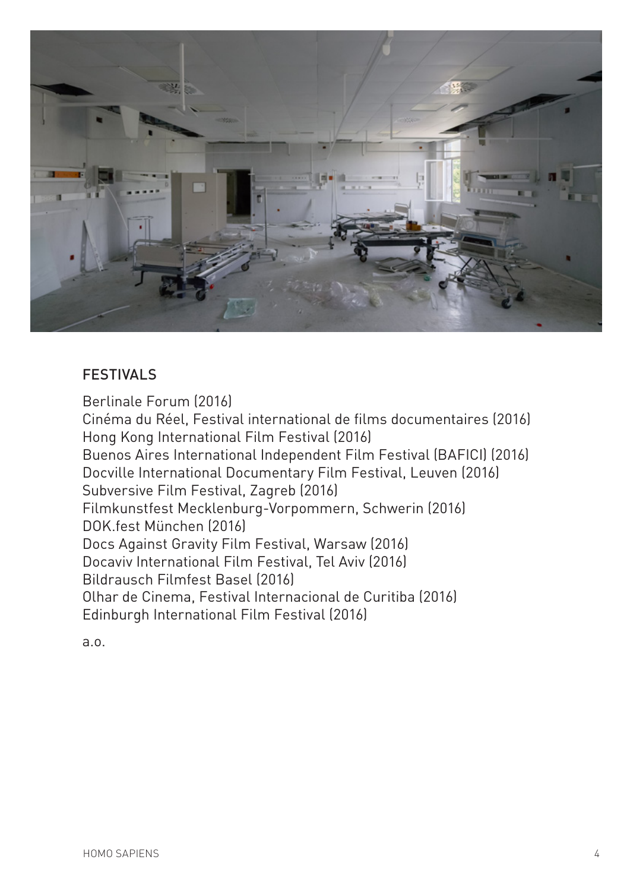## FESTIVALS

Berlinale Forum (2016)
Cinéma du Réel, Festival international de films documentaires (2016)
Hong Kong International Film Festival (2016)
Buenos Aires International Independent Film Festival (BAFICI) (2016)
Docville International Documentary Film Festival, Leuven (2016)
Subversive Film Festival, Zagreb (2016)
Filmkunstfest Mecklenburg-Vorpommern, Schwerin (2016)
DOK.fest München (2016)
Docs Against Gravity Film Festival, Warsaw (2016)
Docaviv International Film Festival, Tel Aviv (2016)
Bildrausch Filmfest Basel (2016)
Olhar de Cinema, Festival Internacional de Curitiba (2016)
Edinburgh International Film Festival (2016)

a.o.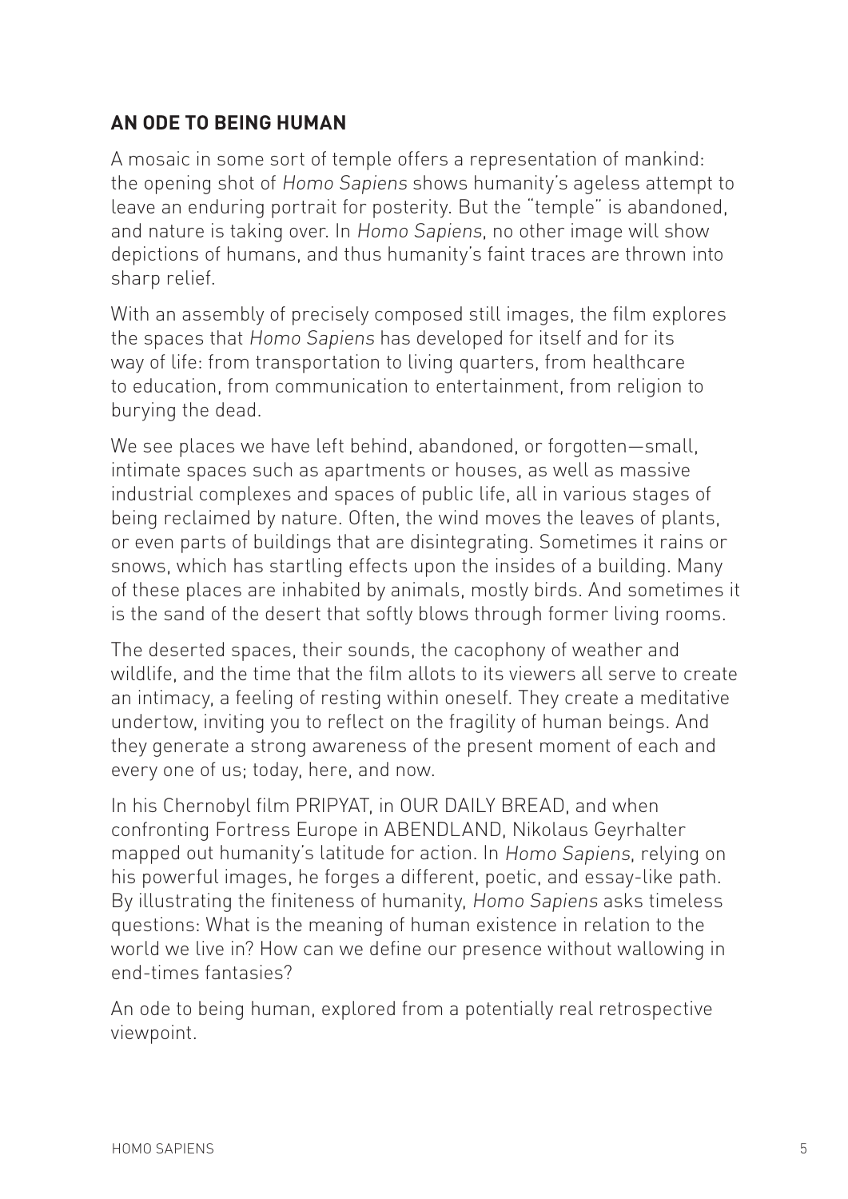## AN ODE TO BEING HUMAN

A mosaic in some sort of temple offers a representation of mankind: the opening shot of *Homo Sapiens* shows humanity's ageless attempt to leave an enduring portrait for posterity. But the "temple" is abandoned, and nature is taking over. In *Homo Sapiens*, no other image will show depictions of humans, and thus humanity's faint traces are thrown into sharp relief.

With an assembly of precisely composed still images, the film explores the spaces that *Homo Sapiens* has developed for itself and for its way of life: from transportation to living quarters, from healthcare to education, from communication to entertainment, from religion to burying the dead.

We see places we have left behind, abandoned, or forgotten—small, intimate spaces such as apartments or houses, as well as massive industrial complexes and spaces of public life, all in various stages of being reclaimed by nature. Often, the wind moves the leaves of plants, or even parts of buildings that are disintegrating. Sometimes it rains or snows, which has startling effects upon the insides of a building. Many of these places are inhabited by animals, mostly birds. And sometimes it is the sand of the desert that softly blows through former living rooms.

The deserted spaces, their sounds, the cacophony of weather and wildlife, and the time that the film allots to its viewers all serve to create an intimacy, a feeling of resting within oneself. They create a meditative undertow, inviting you to reflect on the fragility of human beings. And they generate a strong awareness of the present moment of each and every one of us; today, here, and now.

In his Chernobyl film PRIPYAT, in OUR DAILY BREAD, and when confronting Fortress Europe in ABENDLAND, Nikolaus Geyrhalter mapped out humanity's latitude for action. In *Homo Sapiens*, relying on his powerful images, he forges a different, poetic, and essay-like path. By illustrating the finiteness of humanity, *Homo Sapiens* asks timeless questions: What is the meaning of human existence in relation to the world we live in? How can we define our presence without wallowing in end-times fantasies?

An ode to being human, explored from a potentially real retrospective viewpoint.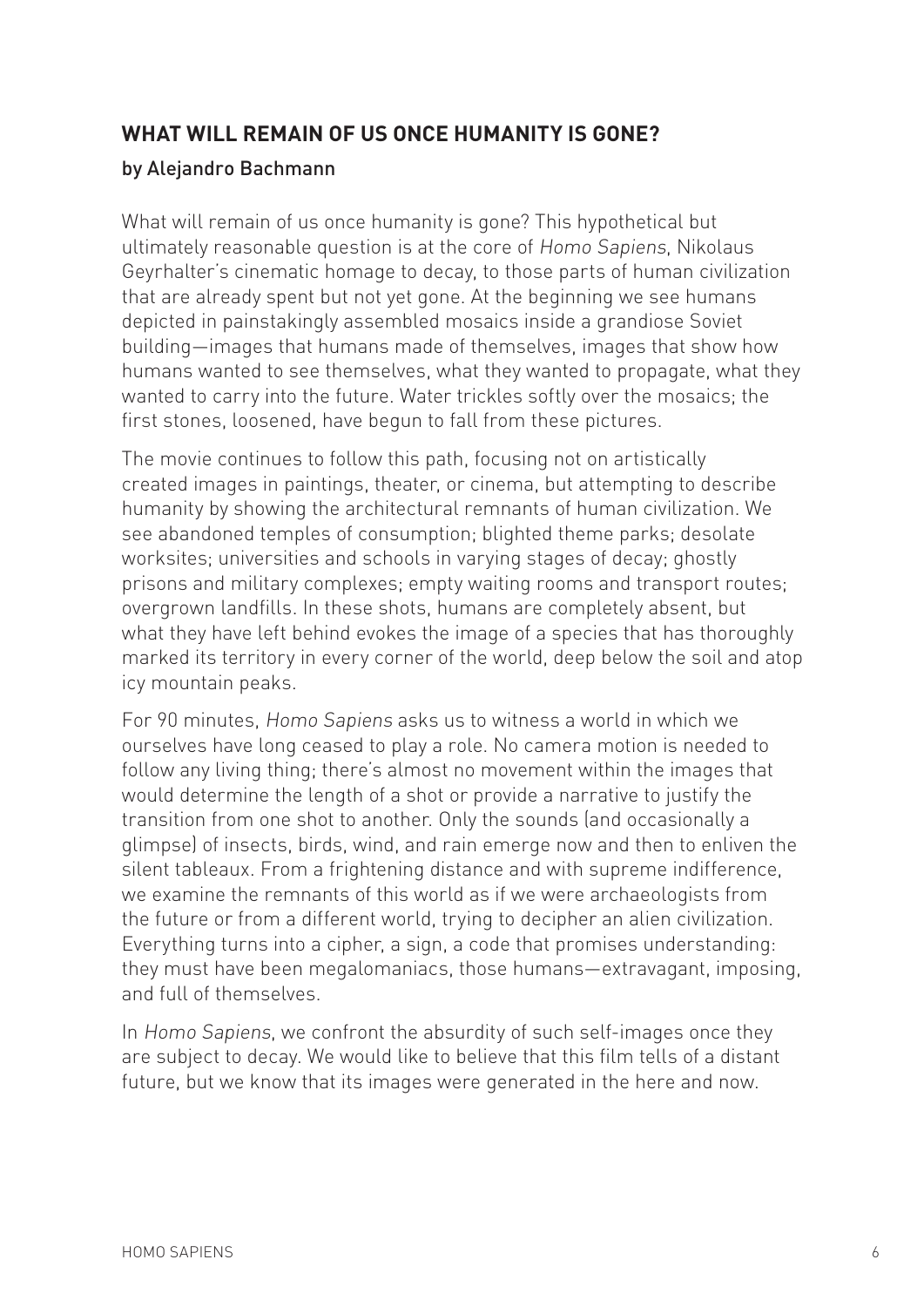## WHAT WILL REMAIN OF US ONCE HUMANITY IS GONE?

by Alejandro Bachmann

What will remain of us once humanity is gone? This hypothetical but ultimately reasonable question is at the core of *Homo Sapiens*, Nikolaus Geyrhalter's cinematic homage to decay, to those parts of human civilization that are already spent but not yet gone. At the beginning we see humans depicted in painstakingly assembled mosaics inside a grandiose Soviet building—images that humans made of themselves, images that show how humans wanted to see themselves, what they wanted to propagate, what they wanted to carry into the future. Water trickles softly over the mosaics; the first stones, loosened, have begun to fall from these pictures.

The movie continues to follow this path, focusing not on artistically created images in paintings, theater, or cinema, but attempting to describe humanity by showing the architectural remnants of human civilization. We see abandoned temples of consumption; blighted theme parks; desolate worksites; universities and schools in varying stages of decay; ghostly prisons and military complexes; empty waiting rooms and transport routes; overgrown landfills. In these shots, humans are completely absent, but what they have left behind evokes the image of a species that has thoroughly marked its territory in every corner of the world, deep below the soil and atop icy mountain peaks.

For 90 minutes, *Homo Sapiens* asks us to witness a world in which we ourselves have long ceased to play a role. No camera motion is needed to follow any living thing; there's almost no movement within the images that would determine the length of a shot or provide a narrative to justify the transition from one shot to another. Only the sounds (and occasionally a glimpse) of insects, birds, wind, and rain emerge now and then to enliven the silent tableaux. From a frightening distance and with supreme indifference, we examine the remnants of this world as if we were archaeologists from the future or from a different world, trying to decipher an alien civilization. Everything turns into a cipher, a sign, a code that promises understanding: they must have been megalomaniacs, those humans—extravagant, imposing, and full of themselves.

In *Homo Sapiens*, we confront the absurdity of such self-images once they are subject to decay. We would like to believe that this film tells of a distant future, but we know that its images were generated in the here and now.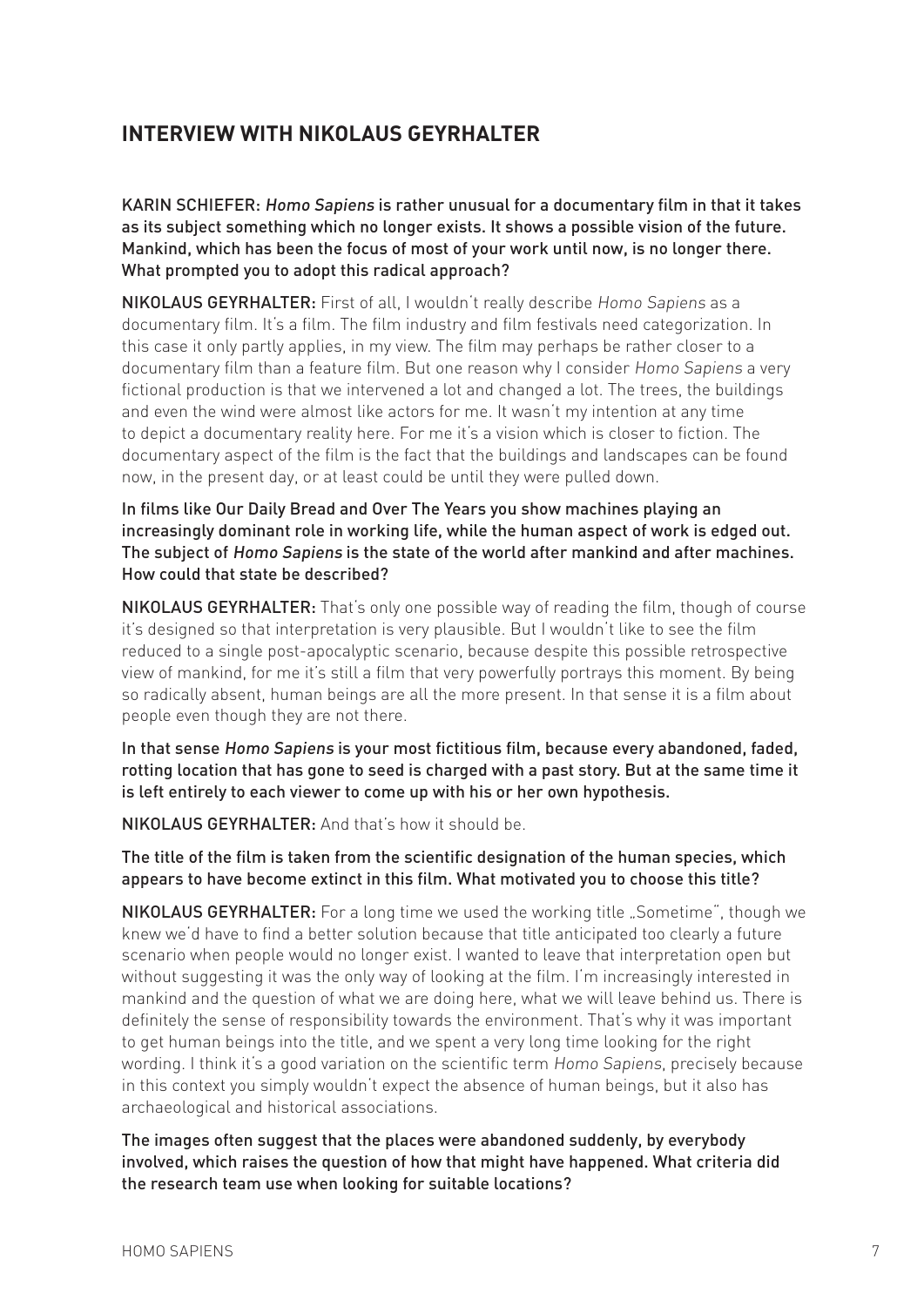## INTERVIEW WITH NIKOLAUS GEYRHALTER

**KARIN SCHIEFER: *Homo Sapiens* is rather unusual for a documentary film in that it takes as its subject something which no longer exists. It shows a possible vision of the future. Mankind, which has been the focus of most of your work until now, is no longer there. What prompted you to adopt this radical approach?**

**NIKOLAUS GEYRHALTER:** First of all, I wouldn't really describe *Homo Sapiens* as a documentary film. It's a film. The film industry and film festivals need categorization. In this case it only partly applies, in my view. The film may perhaps be rather closer to a documentary film than a feature film. But one reason why I consider *Homo Sapiens* a very fictional production is that we intervened a lot and changed a lot. The trees, the buildings and even the wind were almost like actors for me. It wasn't my intention at any time to depict a documentary reality here. For me it's a vision which is closer to fiction. The documentary aspect of the film is the fact that the buildings and landscapes can be found now, in the present day, or at least could be until they were pulled down.

**In films like Our Daily Bread and Over The Years you show machines playing an increasingly dominant role in working life, while the human aspect of work is edged out. The subject of *Homo Sapiens* is the state of the world after mankind and after machines. How could that state be described?**

**NIKOLAUS GEYRHALTER:** That's only one possible way of reading the film, though of course it's designed so that interpretation is very plausible. But I wouldn't like to see the film reduced to a single post-apocalyptic scenario, because despite this possible retrospective view of mankind, for me it's still a film that very powerfully portrays this moment. By being so radically absent, human beings are all the more present. In that sense it is a film about people even though they are not there.

**In that sense *Homo Sapiens* is your most fictitious film, because every abandoned, faded, rotting location that has gone to seed is charged with a past story. But at the same time it is left entirely to each viewer to come up with his or her own hypothesis.**

**NIKOLAUS GEYRHALTER:** And that's how it should be.

**The title of the film is taken from the scientific designation of the human species, which appears to have become extinct in this film. What motivated you to choose this title?**

**NIKOLAUS GEYRHALTER:** For a long time we used the working title „Sometime", though we knew we'd have to find a better solution because that title anticipated too clearly a future scenario when people would no longer exist. I wanted to leave that interpretation open but without suggesting it was the only way of looking at the film. I'm increasingly interested in mankind and the question of what we are doing here, what we will leave behind us. There is definitely the sense of responsibility towards the environment. That's why it was important to get human beings into the title, and we spent a very long time looking for the right wording. I think it's a good variation on the scientific term *Homo Sapiens*, precisely because in this context you simply wouldn't expect the absence of human beings, but it also has archaeological and historical associations.

**The images often suggest that the places were abandoned suddenly, by everybody involved, which raises the question of how that might have happened. What criteria did the research team use when looking for suitable locations?**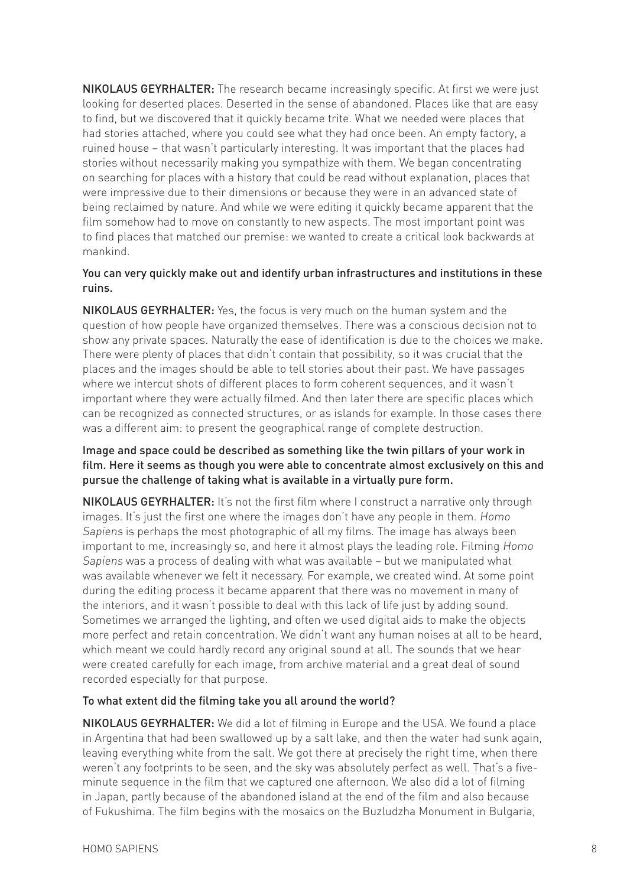**NIKOLAUS GEYRHALTER:** The research became increasingly specific. At first we were just looking for deserted places. Deserted in the sense of abandoned. Places like that are easy to find, but we discovered that it quickly became trite. What we needed were places that had stories attached, where you could see what they had once been. An empty factory, a ruined house – that wasn't particularly interesting. It was important that the places had stories without necessarily making you sympathize with them. We began concentrating on searching for places with a history that could be read without explanation, places that were impressive due to their dimensions or because they were in an advanced state of being reclaimed by nature. And while we were editing it quickly became apparent that the film somehow had to move on constantly to new aspects. The most important point was to find places that matched our premise: we wanted to create a critical look backwards at mankind.

**You can very quickly make out and identify urban infrastructures and institutions in these ruins.**

**NIKOLAUS GEYRHALTER:** Yes, the focus is very much on the human system and the question of how people have organized themselves. There was a conscious decision not to show any private spaces. Naturally the ease of identification is due to the choices we make. There were plenty of places that didn't contain that possibility, so it was crucial that the places and the images should be able to tell stories about their past. We have passages where we intercut shots of different places to form coherent sequences, and it wasn't important where they were actually filmed. And then later there are specific places which can be recognized as connected structures, or as islands for example. In those cases there was a different aim: to present the geographical range of complete destruction.

**Image and space could be described as something like the twin pillars of your work in film. Here it seems as though you were able to concentrate almost exclusively on this and pursue the challenge of taking what is available in a virtually pure form.**

**NIKOLAUS GEYRHALTER:** It's not the first film where I construct a narrative only through images. It's just the first one where the images don't have any people in them. *Homo Sapiens* is perhaps the most photographic of all my films. The image has always been important to me, increasingly so, and here it almost plays the leading role. Filming *Homo Sapiens* was a process of dealing with what was available – but we manipulated what was available whenever we felt it necessary. For example, we created wind. At some point during the editing process it became apparent that there was no movement in many of the interiors, and it wasn't possible to deal with this lack of life just by adding sound. Sometimes we arranged the lighting, and often we used digital aids to make the objects more perfect and retain concentration. We didn't want any human noises at all to be heard, which meant we could hardly record any original sound at all. The sounds that we hear were created carefully for each image, from archive material and a great deal of sound recorded especially for that purpose.

**To what extent did the filming take you all around the world?**

**NIKOLAUS GEYRHALTER:** We did a lot of filming in Europe and the USA. We found a place in Argentina that had been swallowed up by a salt lake, and then the water had sunk again, leaving everything white from the salt. We got there at precisely the right time, when there weren't any footprints to be seen, and the sky was absolutely perfect as well. That's a five-minute sequence in the film that we captured one afternoon. We also did a lot of filming in Japan, partly because of the abandoned island at the end of the film and also because of Fukushima. The film begins with the mosaics on the Buzludzha Monument in Bulgaria,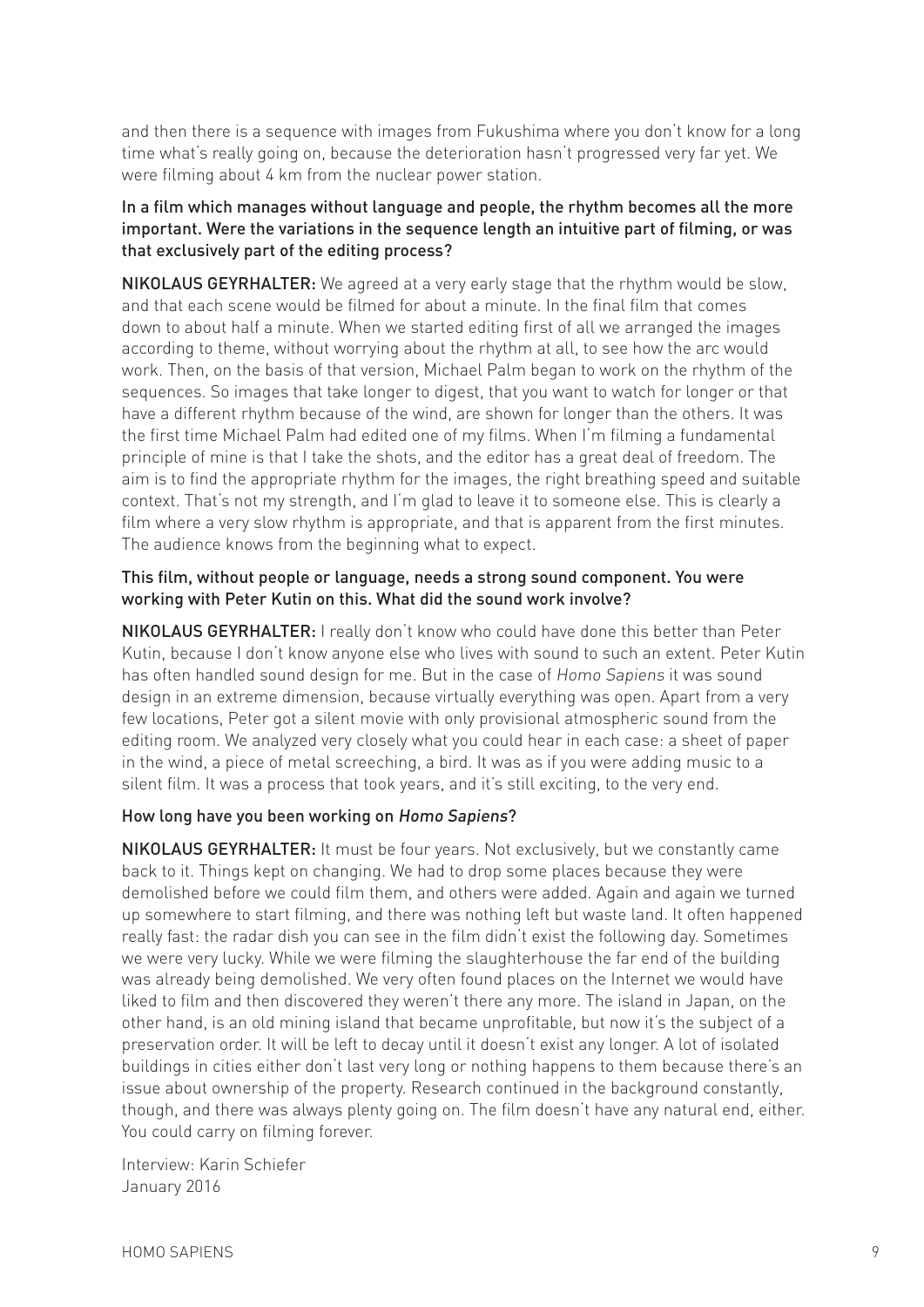and then there is a sequence with images from Fukushima where you don't know for a long time what's really going on, because the deterioration hasn't progressed very far yet. We were filming about 4 km from the nuclear power station.

**In a film which manages without language and people, the rhythm becomes all the more important. Were the variations in the sequence length an intuitive part of filming, or was that exclusively part of the editing process?**

**NIKOLAUS GEYRHALTER:** We agreed at a very early stage that the rhythm would be slow, and that each scene would be filmed for about a minute. In the final film that comes down to about half a minute. When we started editing first of all we arranged the images according to theme, without worrying about the rhythm at all, to see how the arc would work. Then, on the basis of that version, Michael Palm began to work on the rhythm of the sequences. So images that take longer to digest, that you want to watch for longer or that have a different rhythm because of the wind, are shown for longer than the others. It was the first time Michael Palm had edited one of my films. When I'm filming a fundamental principle of mine is that I take the shots, and the editor has a great deal of freedom. The aim is to find the appropriate rhythm for the images, the right breathing speed and suitable context. That's not my strength, and I'm glad to leave it to someone else. This is clearly a film where a very slow rhythm is appropriate, and that is apparent from the first minutes. The audience knows from the beginning what to expect.

**This film, without people or language, needs a strong sound component. You were working with Peter Kutin on this. What did the sound work involve?**

**NIKOLAUS GEYRHALTER:** I really don't know who could have done this better than Peter Kutin, because I don't know anyone else who lives with sound to such an extent. Peter Kutin has often handled sound design for me. But in the case of *Homo Sapiens* it was sound design in an extreme dimension, because virtually everything was open. Apart from a very few locations, Peter got a silent movie with only provisional atmospheric sound from the editing room. We analyzed very closely what you could hear in each case: a sheet of paper in the wind, a piece of metal screeching, a bird. It was as if you were adding music to a silent film. It was a process that took years, and it's still exciting, to the very end.

**How long have you been working on *Homo Sapiens*?**

**NIKOLAUS GEYRHALTER:** It must be four years. Not exclusively, but we constantly came back to it. Things kept on changing. We had to drop some places because they were demolished before we could film them, and others were added. Again and again we turned up somewhere to start filming, and there was nothing left but waste land. It often happened really fast: the radar dish you can see in the film didn't exist the following day. Sometimes we were very lucky. While we were filming the slaughterhouse the far end of the building was already being demolished. We very often found places on the Internet we would have liked to film and then discovered they weren't there any more. The island in Japan, on the other hand, is an old mining island that became unprofitable, but now it's the subject of a preservation order. It will be left to decay until it doesn't exist any longer. A lot of isolated buildings in cities either don't last very long or nothing happens to them because there's an issue about ownership of the property. Research continued in the background constantly, though, and there was always plenty going on. The film doesn't have any natural end, either. You could carry on filming forever.

Interview: Karin Schiefer
January 2016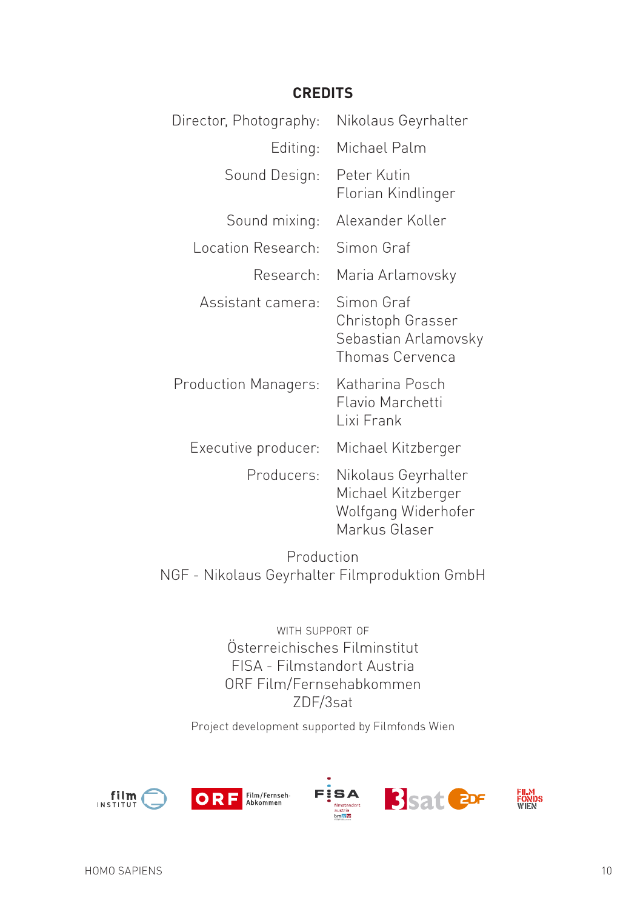## CREDITS

Director, Photography: Nikolaus Geyrhalter

Editing: Michael Palm

Sound Design: Peter Kutin
Florian Kindlinger

Sound mixing: Alexander Koller

Location Research: Simon Graf

Research: Maria Arlamovsky

Assistant camera: Simon Graf
Christoph Grasser
Sebastian Arlamovsky
Thomas Cervenca

Production Managers: Katharina Posch
Flavio Marchetti
Lixi Frank

Executive producer: Michael Kitzberger

Producers: Nikolaus Geyrhalter
Michael Kitzberger
Wolfgang Widerhofer
Markus Glaser

Production
NGF - Nikolaus Geyrhalter Filmproduktion GmbH

WITH SUPPORT OF
Österreichisches Filminstitut
FISA - Filmstandort Austria
ORF Film/Fernsehabkommen
ZDF/3sat

Project development supported by Filmfonds Wien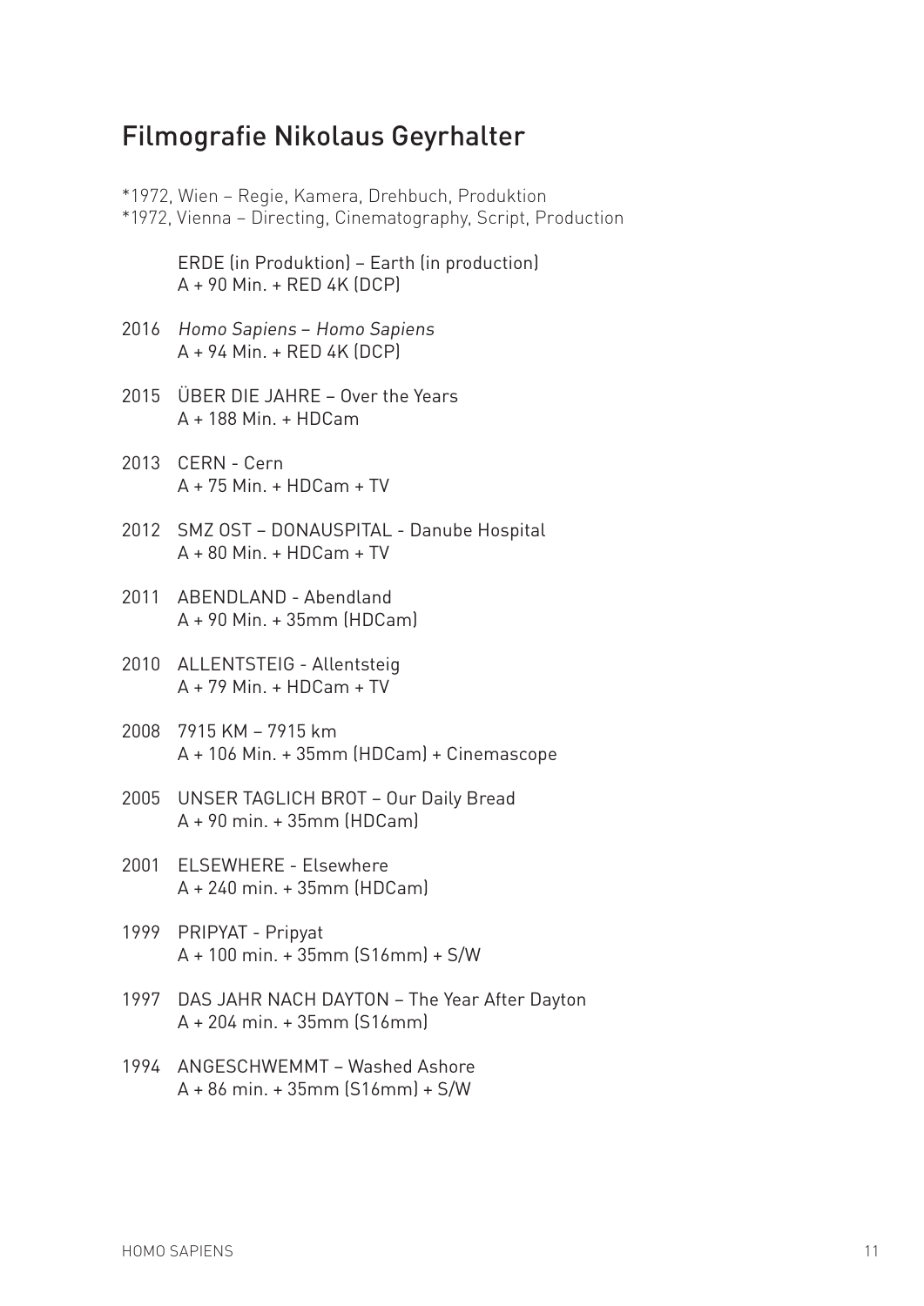## Filmografie Nikolaus Geyrhalter

*1972, Wien – Regie, Kamera, Drehbuch, Produktion
*1972, Vienna – Directing, Cinematography, Script, Production

ERDE (in Produktion) – Earth (in production)
A + 90 Min. + RED 4K (DCP)

2016 *Homo Sapiens – Homo Sapiens*
A + 94 Min. + RED 4K (DCP)

2015 ÜBER DIE JAHRE – Over the Years
A + 188 Min. + HDCam

2013 CERN - Cern
A + 75 Min. + HDCam + TV

2012 SMZ OST – DONAUSPITAL - Danube Hospital
A + 80 Min. + HDCam + TV

2011 ABENDLAND - Abendland
A + 90 Min. + 35mm (HDCam)

2010 ALLENTSTEIG - Allentsteig
A + 79 Min. + HDCam + TV

2008 7915 KM – 7915 km
A + 106 Min. + 35mm (HDCam) + Cinemascope

2005 UNSER TAGLICH BROT – Our Daily Bread
A + 90 min. + 35mm (HDCam)

2001 ELSEWHERE - Elsewhere
A + 240 min. + 35mm (HDCam)

1999 PRIPYAT - Pripyat
A + 100 min. + 35mm (S16mm) + S/W

1997 DAS JAHR NACH DAYTON – The Year After Dayton
A + 204 min. + 35mm (S16mm)

1994 ANGESCHWEMMT – Washed Ashore
A + 86 min. + 35mm (S16mm) + S/W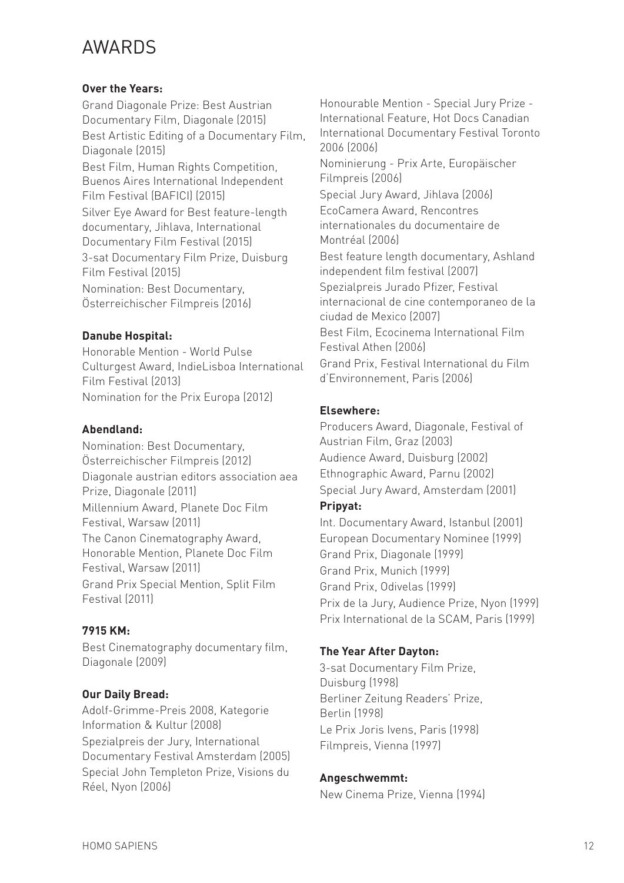# AWARDS

**Over the Years:**

Grand Diagonale Prize: Best Austrian Documentary Film, Diagonale (2015)
Best Artistic Editing of a Documentary Film, Diagonale (2015)
Best Film, Human Rights Competition, Buenos Aires International Independent Film Festival (BAFICI) (2015)
Silver Eye Award for Best feature-length documentary, Jihlava, International Documentary Film Festival (2015)
3-sat Documentary Film Prize, Duisburg Film Festival (2015)
Nomination: Best Documentary, Österreichischer Filmpreis (2016)

**Danube Hospital:**

Honorable Mention - World Pulse Culturgest Award, IndieLisboa International Film Festival (2013)
Nomination for the Prix Europa (2012)

**Abendland:**

Nomination: Best Documentary, Österreichischer Filmpreis (2012)
Diagonale austrian editors association aea Prize, Diagonale (2011)
Millennium Award, Planete Doc Film Festival, Warsaw (2011)
The Canon Cinematography Award, Honorable Mention, Planete Doc Film Festival, Warsaw (2011)
Grand Prix Special Mention, Split Film Festival (2011)

**7915 KM:**

Best Cinematography documentary film, Diagonale (2009)

**Our Daily Bread:**

Adolf-Grimme-Preis 2008, Kategorie Information & Kultur (2008)
Spezialpreis der Jury, International Documentary Festival Amsterdam (2005)
Special John Templeton Prize, Visions du Réel, Nyon (2006)
Honourable Mention - Special Jury Prize - International Feature, Hot Docs Canadian International Documentary Festival Toronto 2006 (2006)
Nominierung - Prix Arte, Europäischer Filmpreis (2006)
Special Jury Award, Jihlava (2006)
EcoCamera Award, Rencontres internationales du documentaire de Montréal (2006)
Best feature length documentary, Ashland independent film festival (2007)
Spezialpreis Jurado Pfizer, Festival internacional de cine contemporaneo de la ciudad de Mexico (2007)
Best Film, Ecocinema International Film Festival Athen (2006)
Grand Prix, Festival International du Film d´Environnement, Paris (2006)

**Elsewhere:**

Producers Award, Diagonale, Festival of Austrian Film, Graz (2003)
Audience Award, Duisburg (2002)
Ethnographic Award, Parnu (2002)
Special Jury Award, Amsterdam (2001)

**Pripyat:**

Int. Documentary Award, Istanbul (2001)
European Documentary Nominee (1999)
Grand Prix, Diagonale (1999)
Grand Prix, Munich (1999)
Grand Prix, Odivelas (1999)
Prix de la Jury, Audience Prize, Nyon (1999)
Prix International de la SCAM, Paris (1999)

**The Year After Dayton:**

3-sat Documentary Film Prize, Duisburg (1998)
Berliner Zeitung Readers' Prize, Berlin (1998)
Le Prix Joris Ivens, Paris (1998)
Filmpreis, Vienna (1997)

**Angeschwemmt:**

New Cinema Prize, Vienna (1994)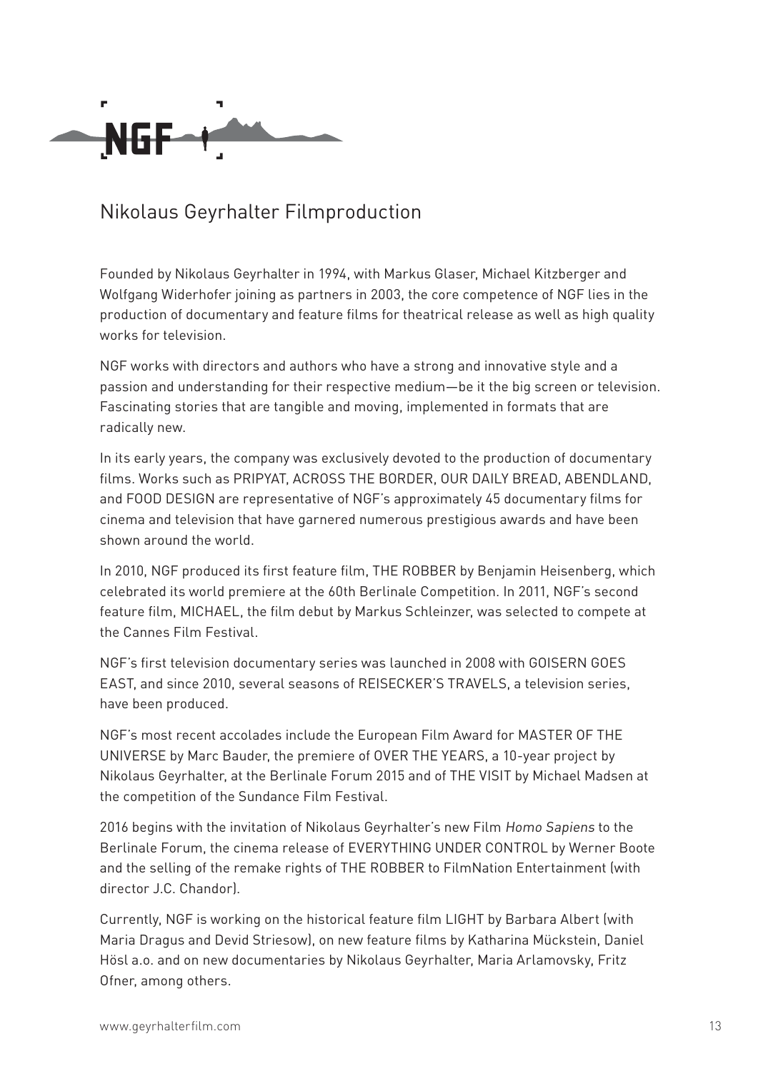NGF

# Nikolaus Geyrhalter Filmproduction

Founded by Nikolaus Geyrhalter in 1994, with Markus Glaser, Michael Kitzberger and Wolfgang Widerhofer joining as partners in 2003, the core competence of NGF lies in the production of documentary and feature films for theatrical release as well as high quality works for television.

NGF works with directors and authors who have a strong and innovative style and a passion and understanding for their respective medium—be it the big screen or television. Fascinating stories that are tangible and moving, implemented in formats that are radically new.

In its early years, the company was exclusively devoted to the production of documentary films. Works such as PRIPYAT, ACROSS THE BORDER, OUR DAILY BREAD, ABENDLAND, and FOOD DESIGN are representative of NGF's approximately 45 documentary films for cinema and television that have garnered numerous prestigious awards and have been shown around the world.

In 2010, NGF produced its first feature film, THE ROBBER by Benjamin Heisenberg, which celebrated its world premiere at the 60th Berlinale Competition. In 2011, NGF's second feature film, MICHAEL, the film debut by Markus Schleinzer, was selected to compete at the Cannes Film Festival.

NGF's first television documentary series was launched in 2008 with GOISERN GOES EAST, and since 2010, several seasons of REISECKER'S TRAVELS, a television series, have been produced.

NGF's most recent accolades include the European Film Award for MASTER OF THE UNIVERSE by Marc Bauder, the premiere of OVER THE YEARS, a 10-year project by Nikolaus Geyrhalter, at the Berlinale Forum 2015 and of THE VISIT by Michael Madsen at the competition of the Sundance Film Festival.

2016 begins with the invitation of Nikolaus Geyrhalter's new Film *Homo Sapiens* to the Berlinale Forum, the cinema release of EVERYTHING UNDER CONTROL by Werner Boote and the selling of the remake rights of THE ROBBER to FilmNation Entertainment (with director J.C. Chandor).

Currently, NGF is working on the historical feature film LIGHT by Barbara Albert (with Maria Dragus and Devid Striesow), on new feature films by Katharina Mückstein, Daniel Hösl a.o. and on new documentaries by Nikolaus Geyrhalter, Maria Arlamovsky, Fritz Ofner, among others.

www.geyrhalterfilm.com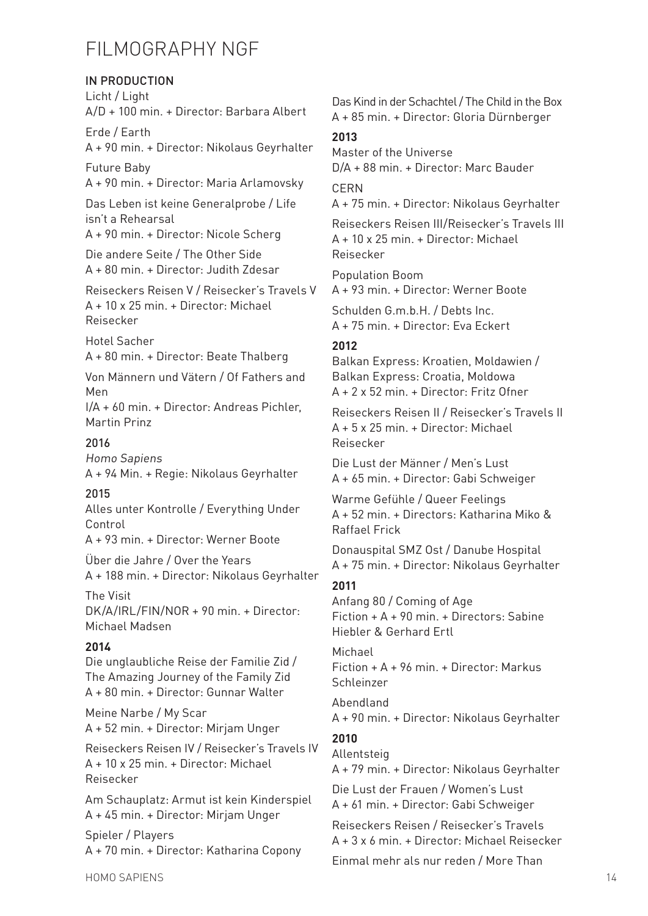# FILMOGRAPHY NGF

**IN PRODUCTION**

Licht / Light
A/D + 100 min. + Director: Barbara Albert

Erde / Earth
A + 90 min. + Director: Nikolaus Geyrhalter

Future Baby
A + 90 min. + Director: Maria Arlamovsky

Das Leben ist keine Generalprobe / Life isn't a Rehearsal
A + 90 min. + Director: Nicole Scherg

Die andere Seite / The Other Side
A + 80 min. + Director: Judith Zdesar

Reiseckers Reisen V / Reisecker's Travels V
A + 10 x 25 min. + Director: Michael Reisecker

Hotel Sacher
A + 80 min. + Director: Beate Thalberg

Von Männern und Vätern / Of Fathers and Men
I/A + 60 min. + Director: Andreas Pichler, Martin Prinz

**2016**

*Homo Sapiens*
A + 94 Min. + Regie: Nikolaus Geyrhalter

**2015**

Alles unter Kontrolle / Everything Under Control
A + 93 min. + Director: Werner Boote

Über die Jahre / Over the Years
A + 188 min. + Director: Nikolaus Geyrhalter

The Visit
DK/A/IRL/FIN/NOR + 90 min. + Director: Michael Madsen

**2014**

Die unglaubliche Reise der Familie Zid / The Amazing Journey of the Family Zid
A + 80 min. + Director: Gunnar Walter

Meine Narbe / My Scar
A + 52 min. + Director: Mirjam Unger

Reiseckers Reisen IV / Reisecker's Travels IV
A + 10 x 25 min. + Director: Michael Reisecker

Am Schauplatz: Armut ist kein Kinderspiel
A + 45 min. + Director: Mirjam Unger

Spieler / Players
A + 70 min. + Director: Katharina Copony

Das Kind in der Schachtel / The Child in the Box
A + 85 min. + Director: Gloria Dürnberger

**2013**

Master of the Universe
D/A + 88 min. + Director: Marc Bauder

CERN
A + 75 min. + Director: Nikolaus Geyrhalter

Reiseckers Reisen III/Reisecker's Travels III
A + 10 x 25 min. + Director: Michael Reisecker

Population Boom
A + 93 min. + Director: Werner Boote

Schulden G.m.b.H. / Debts Inc.
A + 75 min. + Director: Eva Eckert

**2012**

Balkan Express: Kroatien, Moldawien / Balkan Express: Croatia, Moldowa
A + 2 x 52 min. + Director: Fritz Ofner

Reiseckers Reisen II / Reisecker's Travels II
A + 5 x 25 min. + Director: Michael Reisecker

Die Lust der Männer / Men's Lust
A + 65 min. + Director: Gabi Schweiger

Warme Gefühle / Queer Feelings
A + 52 min. + Directors: Katharina Miko & Raffael Frick

Donauspital SMZ Ost / Danube Hospital
A + 75 min. + Director: Nikolaus Geyrhalter

**2011**

Anfang 80 / Coming of Age
Fiction + A + 90 min. + Directors: Sabine Hiebler & Gerhard Ertl

Michael
Fiction + A + 96 min. + Director: Markus Schleinzer

Abendland
A + 90 min. + Director: Nikolaus Geyrhalter

**2010**

Allentsteig
A + 79 min. + Director: Nikolaus Geyrhalter

Die Lust der Frauen / Women's Lust
A + 61 min. + Director: Gabi Schweiger

Reiseckers Reisen / Reisecker's Travels
A + 3 x 6 min. + Director: Michael Reisecker

Einmal mehr als nur reden / More Than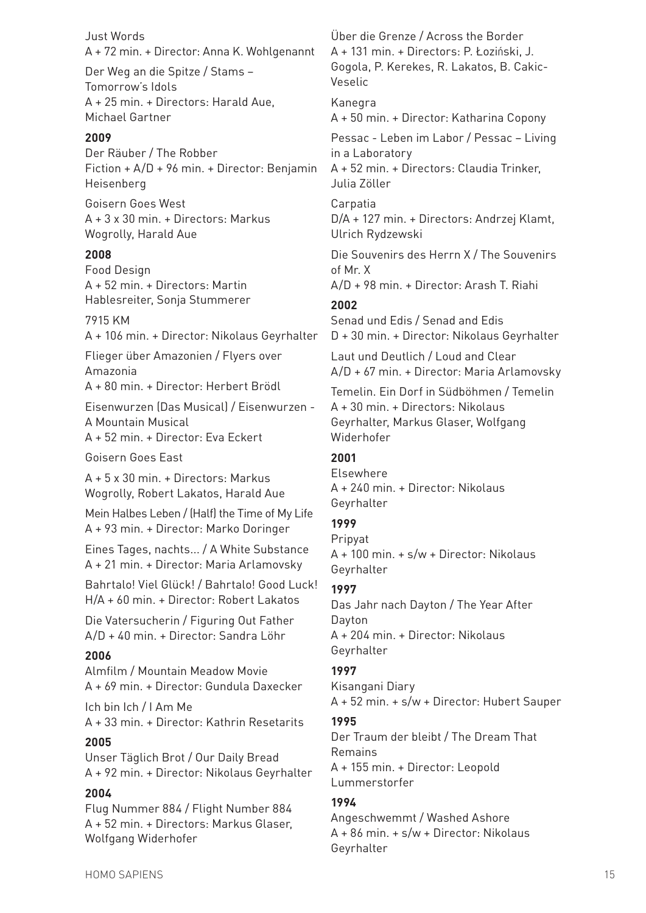Just Words
A + 72 min. + Director: Anna K. Wohlgenannt

Der Weg an die Spitze / Stams – Tomorrow's Idols
A + 25 min. + Directors: Harald Aue, Michael Gartner

**2009**

Der Räuber / The Robber
Fiction + A/D + 96 min. + Director: Benjamin Heisenberg

Goisern Goes West
A + 3 x 30 min. + Directors: Markus Wogrolly, Harald Aue

**2008**

Food Design
A + 52 min. + Directors: Martin Hablesreiter, Sonja Stummerer

7915 KM
A + 106 min. + Director: Nikolaus Geyrhalter

Flieger über Amazonien / Flyers over Amazonia
A + 80 min. + Director: Herbert Brödl

Eisenwurzen (Das Musical) / Eisenwurzen - A Mountain Musical
A + 52 min. + Director: Eva Eckert

Goisern Goes East

A + 5 x 30 min. + Directors: Markus Wogrolly, Robert Lakatos, Harald Aue

Mein Halbes Leben / (Half) the Time of My Life
A + 93 min. + Director: Marko Doringer

Eines Tages, nachts... / A White Substance
A + 21 min. + Director: Maria Arlamovsky

Bahrtalo! Viel Glück! / Bahrtalo! Good Luck!
H/A + 60 min. + Director: Robert Lakatos

Die Vatersucherin / Figuring Out Father
A/D + 40 min. + Director: Sandra Löhr

**2006**

Almfilm / Mountain Meadow Movie
A + 69 min. + Director: Gundula Daxecker

Ich bin Ich / I Am Me
A + 33 min. + Director: Kathrin Resetarits

**2005**

Unser Täglich Brot / Our Daily Bread
A + 92 min. + Director: Nikolaus Geyrhalter

**2004**

Flug Nummer 884 / Flight Number 884
A + 52 min. + Directors: Markus Glaser, Wolfgang Widerhofer

Über die Grenze / Across the Border
A + 131 min. + Directors: P. Łoziński, J. Gogola, P. Kerekes, R. Lakatos, B. Cakic-Veselic

Kanegra
A + 50 min. + Director: Katharina Copony

Pessac - Leben im Labor / Pessac – Living in a Laboratory
A + 52 min. + Directors: Claudia Trinker, Julia Zöller

Carpatia
D/A + 127 min. + Directors: Andrzej Klamt, Ulrich Rydzewski

Die Souvenirs des Herrn X / The Souvenirs of Mr. X
A/D + 98 min. + Director: Arash T. Riahi

**2002**

Senad und Edis / Senad and Edis
D + 30 min. + Director: Nikolaus Geyrhalter

Laut und Deutlich / Loud and Clear
A/D + 67 min. + Director: Maria Arlamovsky

Temelin. Ein Dorf in Südböhmen / Temelin
A + 30 min. + Directors: Nikolaus Geyrhalter, Markus Glaser, Wolfgang Widerhofer

**2001**

Elsewhere
A + 240 min. + Director: Nikolaus Geyrhalter

**1999**

Pripyat
A + 100 min. + s/w + Director: Nikolaus Geyrhalter

**1997**

Das Jahr nach Dayton / The Year After Dayton
A + 204 min. + Director: Nikolaus Geyrhalter

**1997**

Kisangani Diary
A + 52 min. + s/w + Director: Hubert Sauper

**1995**

Der Traum der bleibt / The Dream That Remains
A + 155 min. + Director: Leopold Lummerstorfer

**1994**

Angeschwemmt / Washed Ashore
A + 86 min. + s/w + Director: Nikolaus Geyrhalter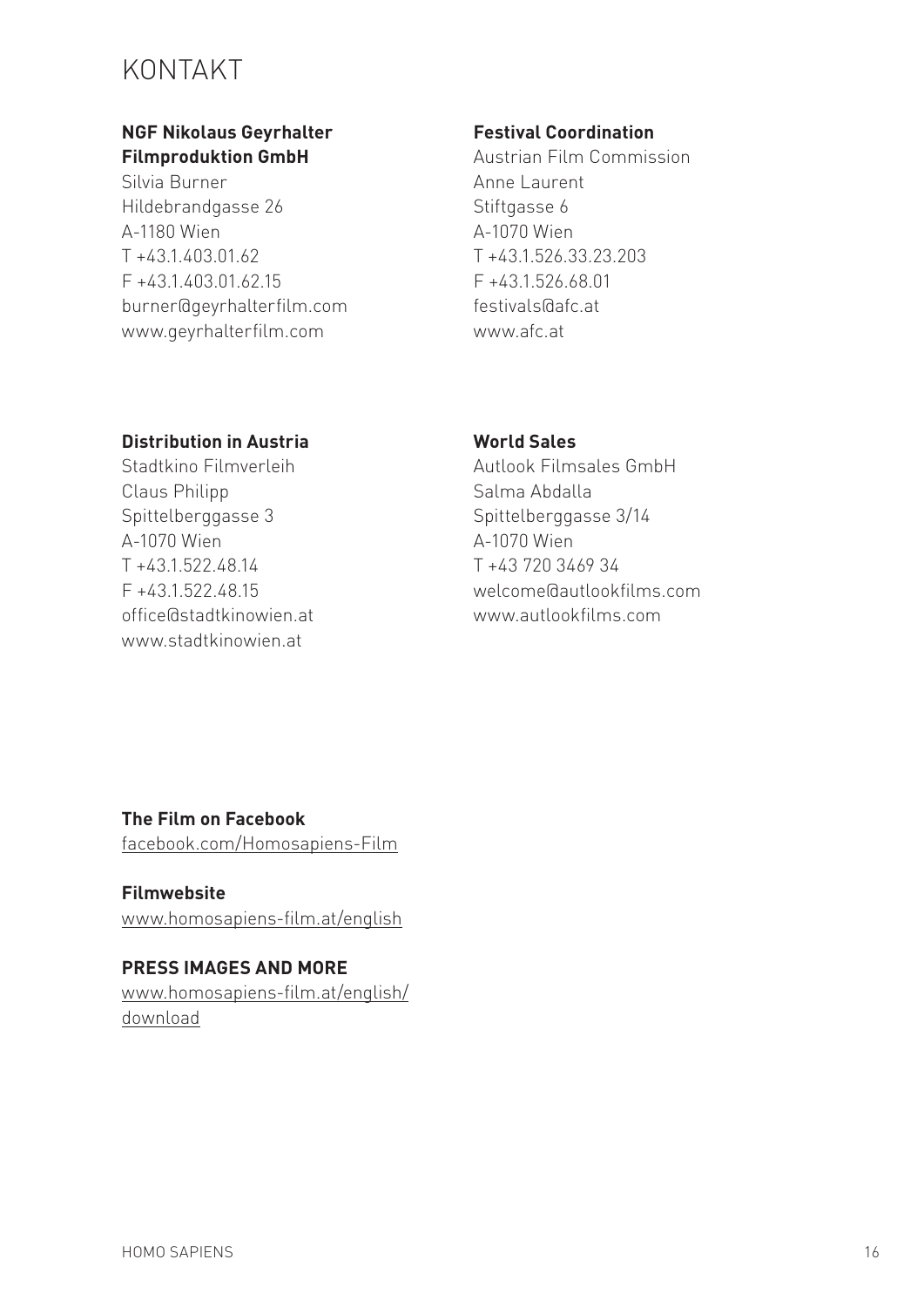# KONTAKT

**NGF Nikolaus Geyrhalter Filmproduktion GmbH**
Silvia Burner
Hildebrandgasse 26
A-1180 Wien
T +43.1.403.01.62
F +43.1.403.01.62.15
burner@geyrhalterfilm.com
www.geyrhalterfilm.com

**Festival Coordination**
Austrian Film Commission
Anne Laurent
Stiftgasse 6
A-1070 Wien
T +43.1.526.33.23.203
F +43.1.526.68.01
festivals@afc.at
www.afc.at

**Distribution in Austria**
Stadtkino Filmverleih
Claus Philipp
Spittelberggasse 3
A-1070 Wien
T +43.1.522.48.14
F +43.1.522.48.15
office@stadtkinowien.at
www.stadtkinowien.at

**World Sales**
Autlook Filmsales GmbH
Salma Abdalla
Spittelberggasse 3/14
A-1070 Wien
T +43 720 3469 34
welcome@autlookfilms.com
www.autlookfilms.com

**The Film on Facebook**
facebook.com/Homosapiens-Film

**Filmwebsite**
www.homosapiens-film.at/english

**PRESS IMAGES AND MORE**
www.homosapiens-film.at/english/download